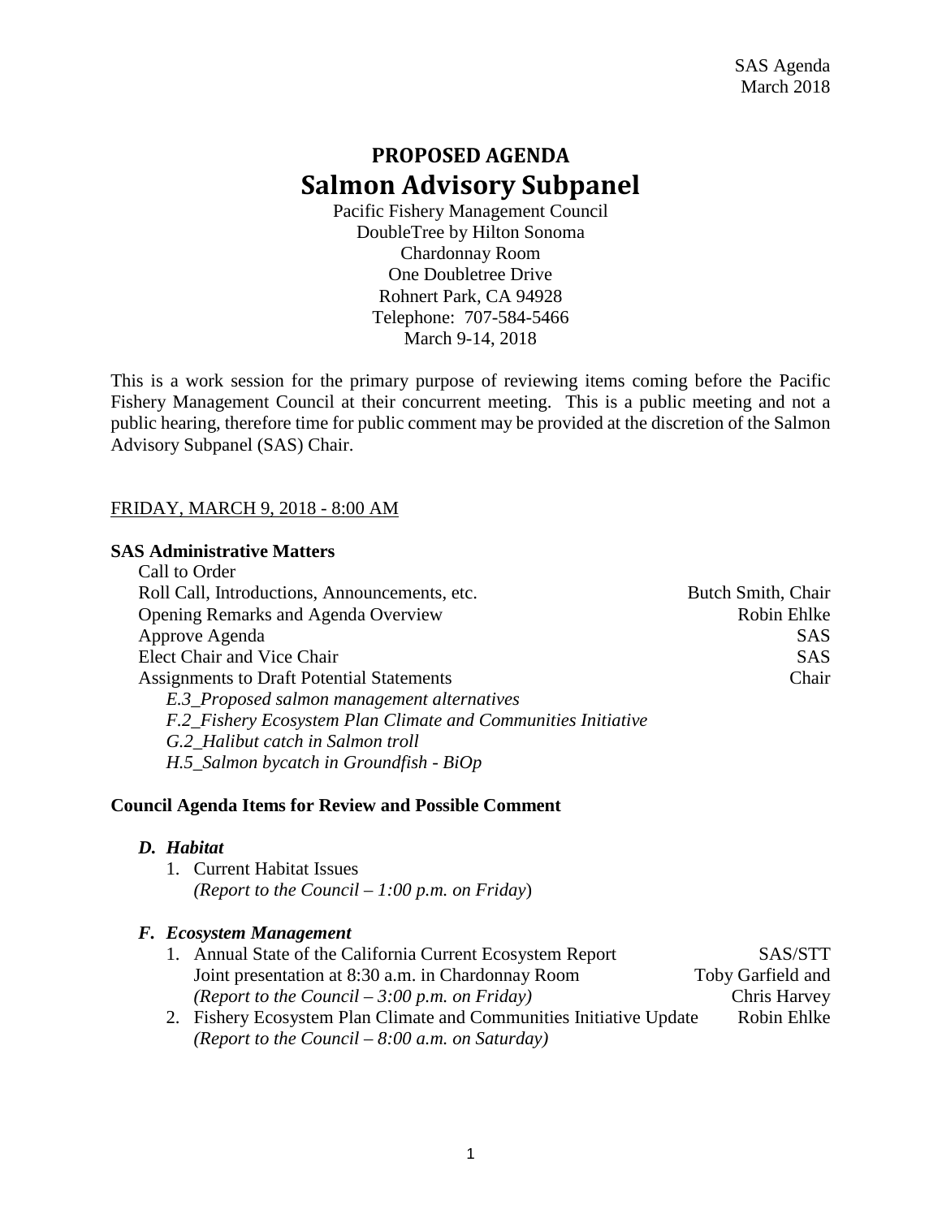SAS Agenda
March 2018

# PROPOSED AGENDA
# Salmon Advisory Subpanel

Pacific Fishery Management Council
DoubleTree by Hilton Sonoma
Chardonnay Room
One Doubletree Drive
Rohnert Park, CA 94928
Telephone: 707-584-5466
March 9-14, 2018

This is a work session for the primary purpose of reviewing items coming before the Pacific Fishery Management Council at their concurrent meeting. This is a public meeting and not a public hearing, therefore time for public comment may be provided at the discretion of the Salmon Advisory Subpanel (SAS) Chair.

FRIDAY, MARCH 9, 2018 - 8:00 AM

**SAS Administrative Matters**

Call to Order

Roll Call, Introductions, Announcements, etc. — Butch Smith, Chair

Opening Remarks and Agenda Overview — Robin Ehlke

Approve Agenda — SAS

Elect Chair and Vice Chair — SAS

Assignments to Draft Potential Statements — Chair

*E.3_Proposed salmon management alternatives*
*F.2_Fishery Ecosystem Plan Climate and Communities Initiative*
*G.2_Halibut catch in Salmon troll*
*H.5_Salmon bycatch in Groundfish - BiOp*

**Council Agenda Items for Review and Possible Comment**

***D. Habitat***

1. Current Habitat Issues
   *(Report to the Council – 1:00 p.m. on Friday)*

***F. Ecosystem Management***

1. Annual State of the California Current Ecosystem Report — SAS/STT
   Joint presentation at 8:30 a.m. in Chardonnay Room — Toby Garfield and Chris Harvey
   *(Report to the Council – 3:00 p.m. on Friday)*
2. Fishery Ecosystem Plan Climate and Communities Initiative Update — Robin Ehlke
   *(Report to the Council – 8:00 a.m. on Saturday)*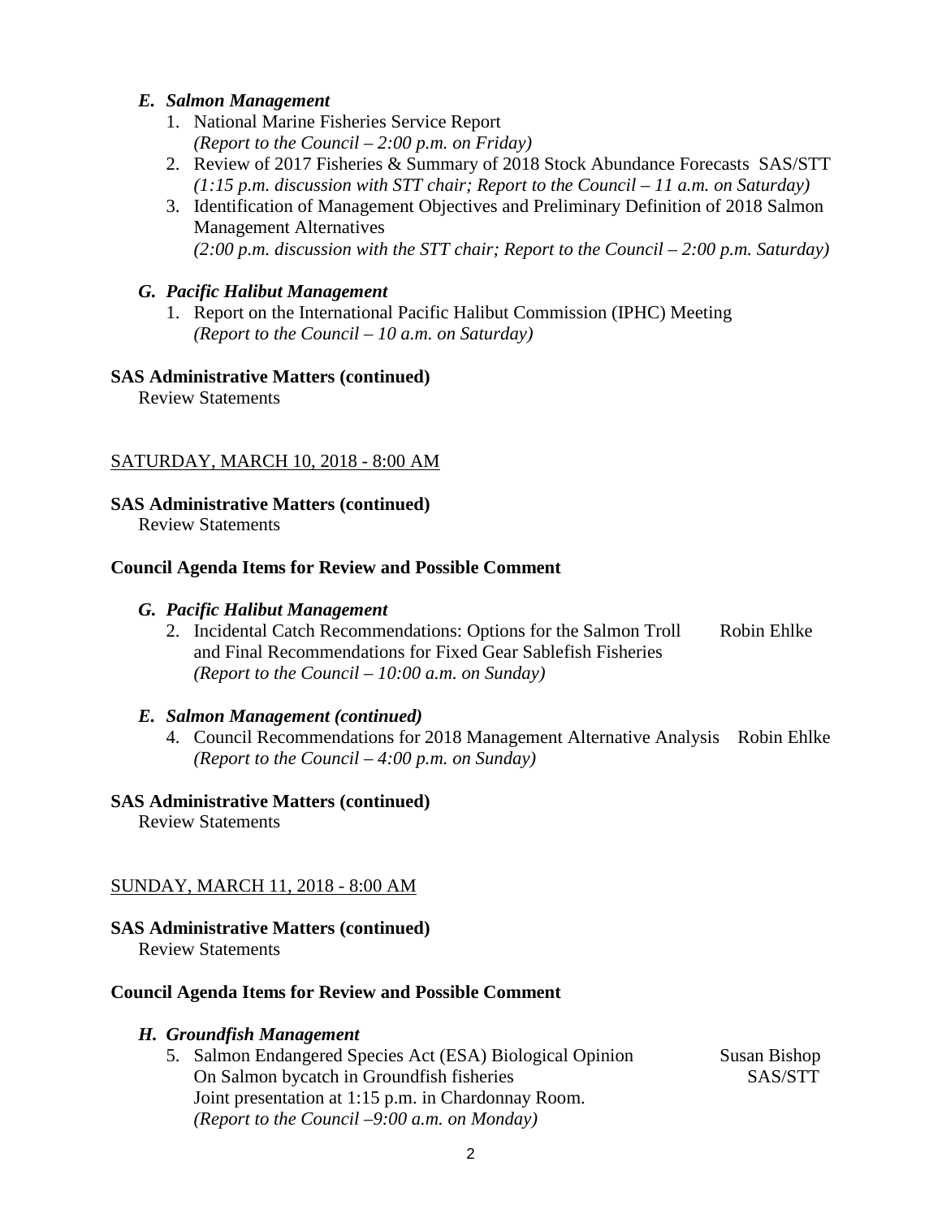### *E. Salmon Management*

1. National Marine Fisheries Service Report
   *(Report to the Council – 2:00 p.m. on Friday)*
2. Review of 2017 Fisheries & Summary of 2018 Stock Abundance Forecasts SAS/STT
   *(1:15 p.m. discussion with STT chair; Report to the Council – 11 a.m. on Saturday)*
3. Identification of Management Objectives and Preliminary Definition of 2018 Salmon Management Alternatives
   *(2:00 p.m. discussion with the STT chair; Report to the Council – 2:00 p.m. Saturday)*

### *G. Pacific Halibut Management*

1. Report on the International Pacific Halibut Commission (IPHC) Meeting
   *(Report to the Council – 10 a.m. on Saturday)*

**SAS Administrative Matters (continued)**

Review Statements

SATURDAY, MARCH 10, 2018 - 8:00 AM

**SAS Administrative Matters (continued)**

Review Statements

**Council Agenda Items for Review and Possible Comment**

### *G. Pacific Halibut Management*

2. Incidental Catch Recommendations: Options for the Salmon Troll and Final Recommendations for Fixed Gear Sablefish Fisheries — Robin Ehlke
   *(Report to the Council – 10:00 a.m. on Sunday)*

### *E. Salmon Management (continued)*

4. Council Recommendations for 2018 Management Alternative Analysis — Robin Ehlke
   *(Report to the Council – 4:00 p.m. on Sunday)*

**SAS Administrative Matters (continued)**

Review Statements

SUNDAY, MARCH 11, 2018 - 8:00 AM

**SAS Administrative Matters (continued)**

Review Statements

**Council Agenda Items for Review and Possible Comment**

### *H. Groundfish Management*

5. Salmon Endangered Species Act (ESA) Biological Opinion On Salmon bycatch in Groundfish fisheries — Susan Bishop, SAS/STT
   Joint presentation at 1:15 p.m. in Chardonnay Room.
   *(Report to the Council –9:00 a.m. on Monday)*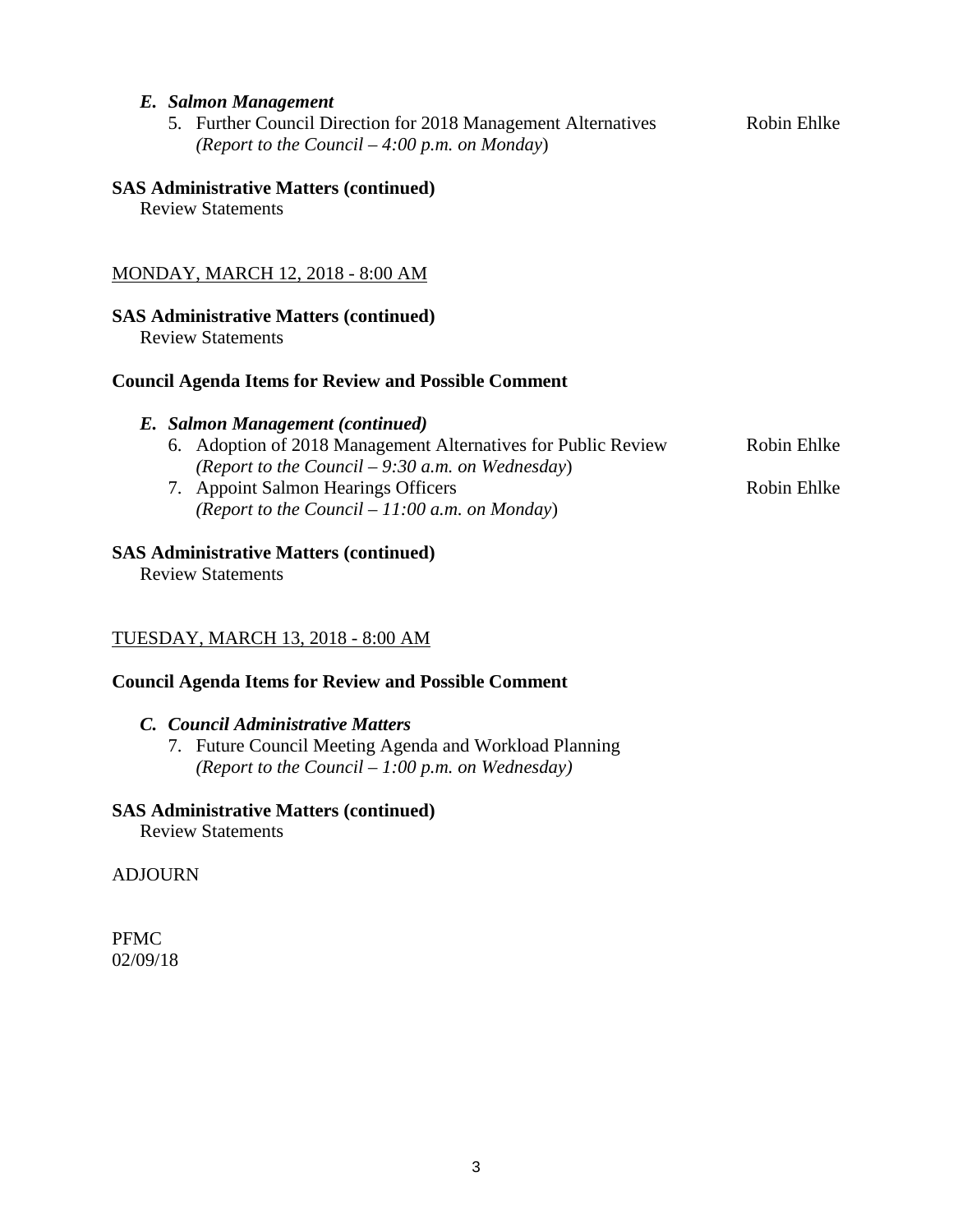***E. Salmon Management***

5. Further Council Direction for 2018 Management Alternatives — Robin Ehlke
   *(Report to the Council – 4:00 p.m. on Monday*)

**SAS Administrative Matters (continued)**

Review Statements

MONDAY, MARCH 12, 2018 - 8:00 AM

**SAS Administrative Matters (continued)**

Review Statements

**Council Agenda Items for Review and Possible Comment**

***E. Salmon Management (continued)***

6. Adoption of 2018 Management Alternatives for Public Review — Robin Ehlke
   *(Report to the Council – 9:30 a.m. on Wednesday*)
7. Appoint Salmon Hearings Officers — Robin Ehlke
   *(Report to the Council – 11:00 a.m. on Monday*)

**SAS Administrative Matters (continued)**

Review Statements

TUESDAY, MARCH 13, 2018 - 8:00 AM

**Council Agenda Items for Review and Possible Comment**

***C. Council Administrative Matters***

7. Future Council Meeting Agenda and Workload Planning
   *(Report to the Council – 1:00 p.m. on Wednesday)*

**SAS Administrative Matters (continued)**

Review Statements

ADJOURN

PFMC
02/09/18